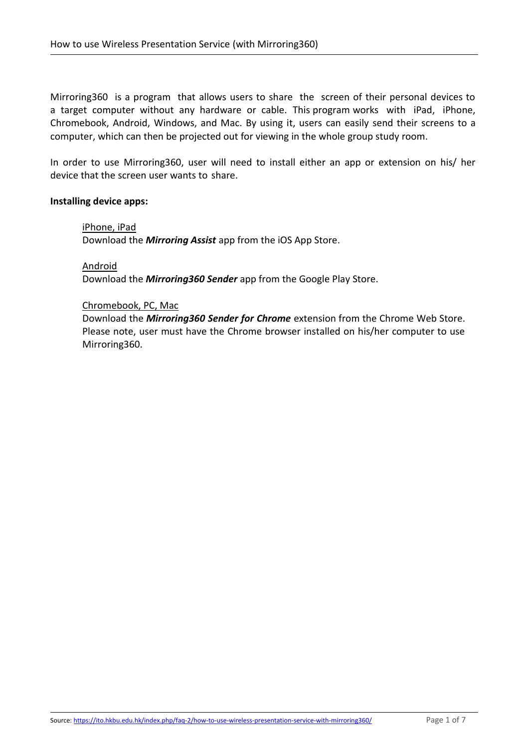Mirroring360 is a program that allows users to share the screen of their personal devices to a target computer without any hardware or cable. This program works with iPad, iPhone, Chromebook, Android, Windows, and Mac. By using it, users can easily send their screens to a computer, which can then be projected out for viewing in the whole group study room.

In order to use Mirroring360, user will need to install either an app or extension on his/ her device that the screen user wants to share.

**Installing device apps:**

<u>iPhone, iPad</u>
Download the ***Mirroring Assist*** app from the iOS App Store.

<u>Android</u>
Download the ***Mirroring360 Sender*** app from the Google Play Store.

<u>Chromebook, PC, Mac</u>
Download the ***Mirroring360 Sender for Chrome*** extension from the Chrome Web Store. Please note, user must have the Chrome browser installed on his/her computer to use Mirroring360.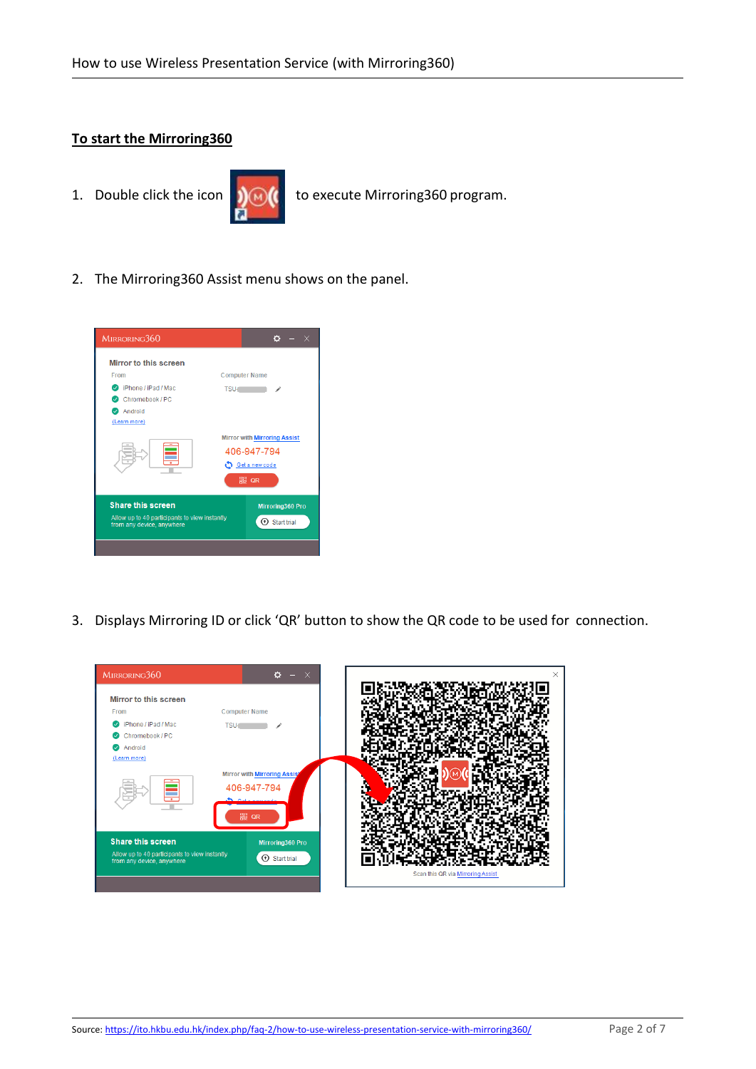## To start the Mirroring360

1. Double click the icon to execute Mirroring360 program.

2. The Mirroring360 Assist menu shows on the panel.

3. Displays Mirroring ID or click 'QR' button to show the QR code to be used for connection.

Source: https://ito.hkbu.edu.hk/index.php/faq-2/how-to-use-wireless-presentation-service-with-mirroring360/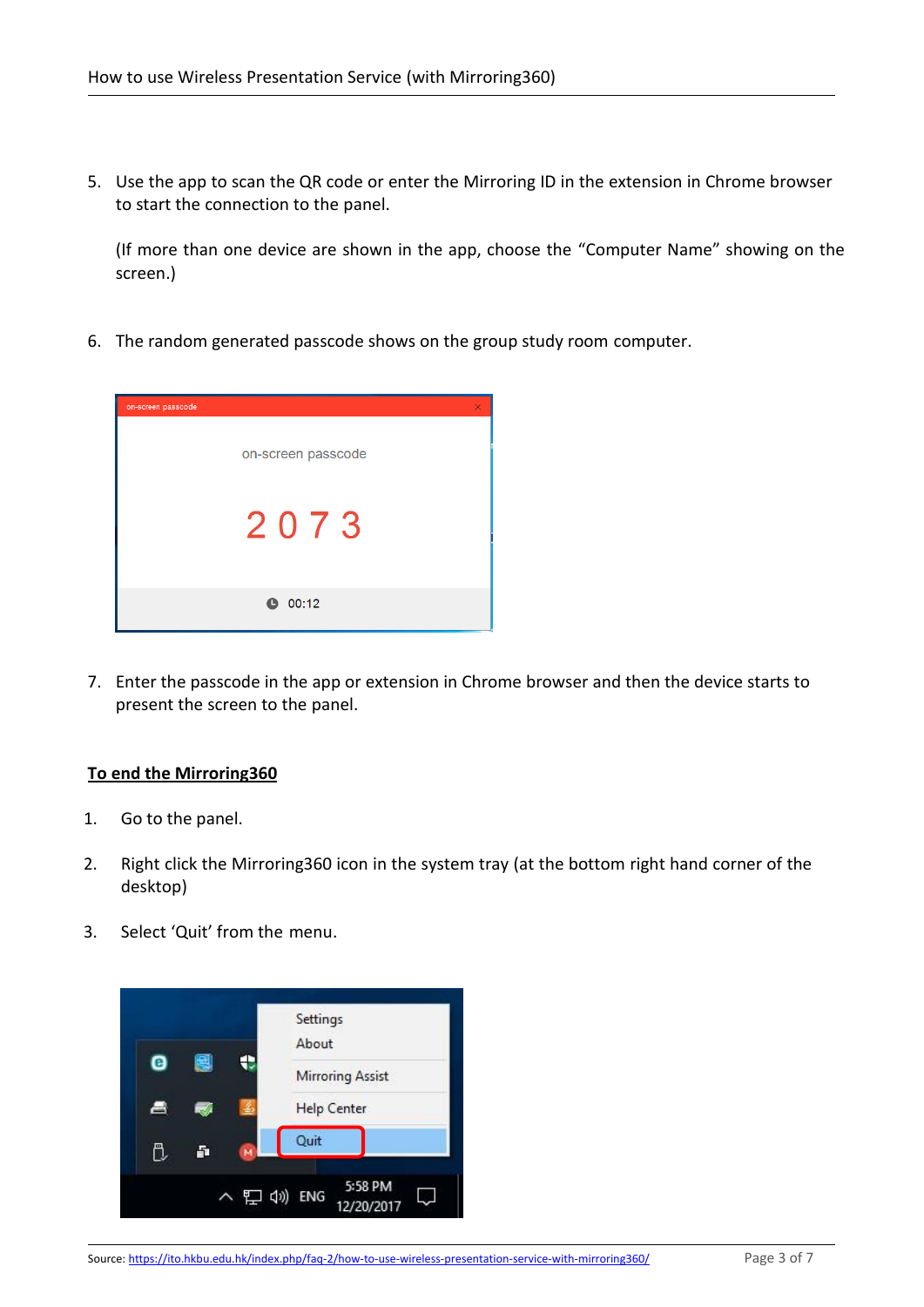5. Use the app to scan the QR code or enter the Mirroring ID in the extension in Chrome browser to start the connection to the panel.

   (If more than one device are shown in the app, choose the "Computer Name" showing on the screen.)

6. The random generated passcode shows on the group study room computer.

7. Enter the passcode in the app or extension in Chrome browser and then the device starts to present the screen to the panel.

**<u>To end the Mirroring360</u>**

1. Go to the panel.

2. Right click the Mirroring360 icon in the system tray (at the bottom right hand corner of the desktop)

3. Select 'Quit' from the menu.

Source: https://ito.hkbu.edu.hk/index.php/faq-2/how-to-use-wireless-presentation-service-with-mirroring360/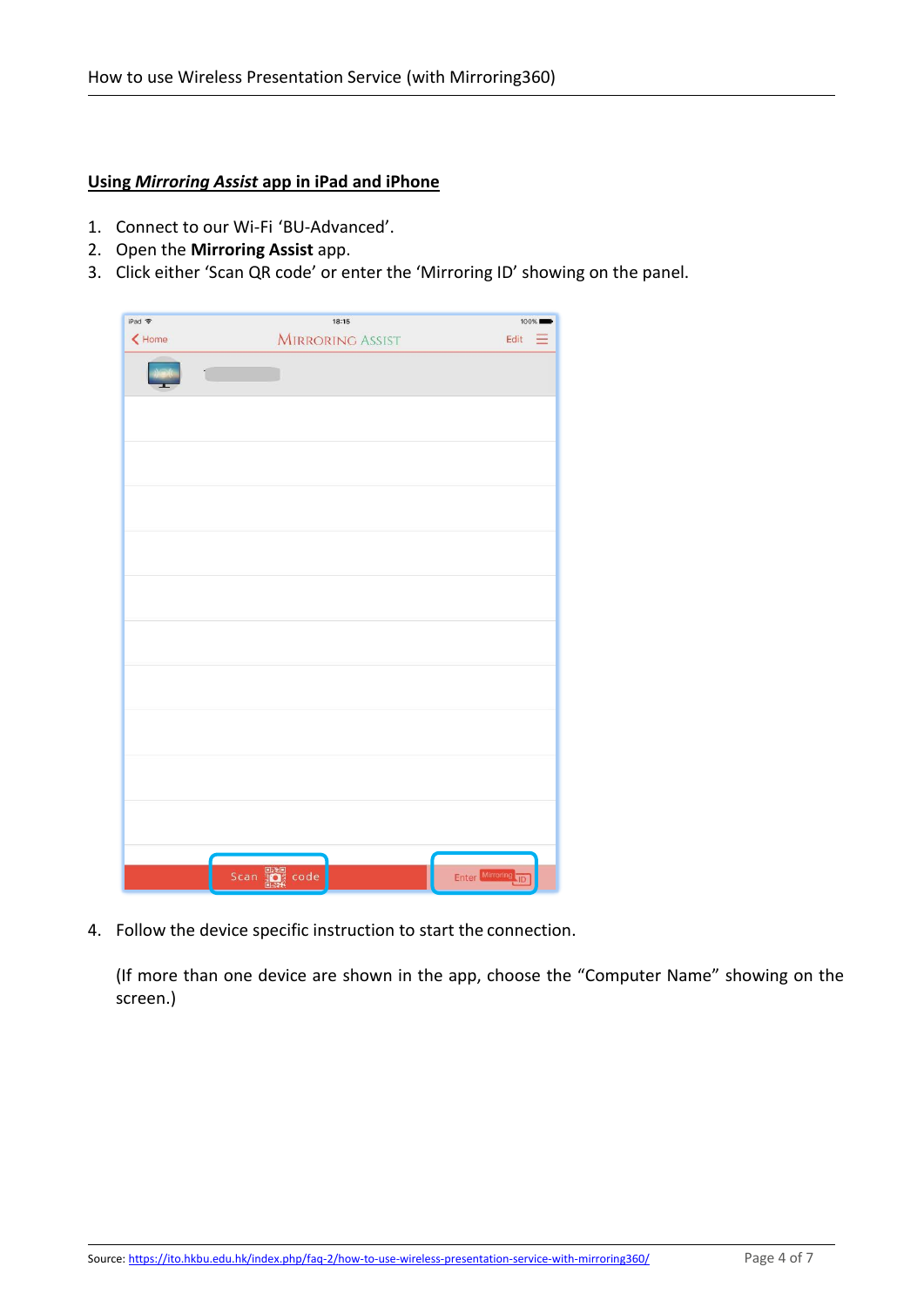## <u>Using *Mirroring Assist* app in iPad and iPhone</u>

1. Connect to our Wi-Fi 'BU-Advanced'.
2. Open the **Mirroring Assist** app.
3. Click either 'Scan QR code' or enter the 'Mirroring ID' showing on the panel.

4. Follow the device specific instruction to start the connection.

   (If more than one device are shown in the app, choose the "Computer Name" showing on the screen.)

Source: https://ito.hkbu.edu.hk/index.php/faq-2/how-to-use-wireless-presentation-service-with-mirroring360/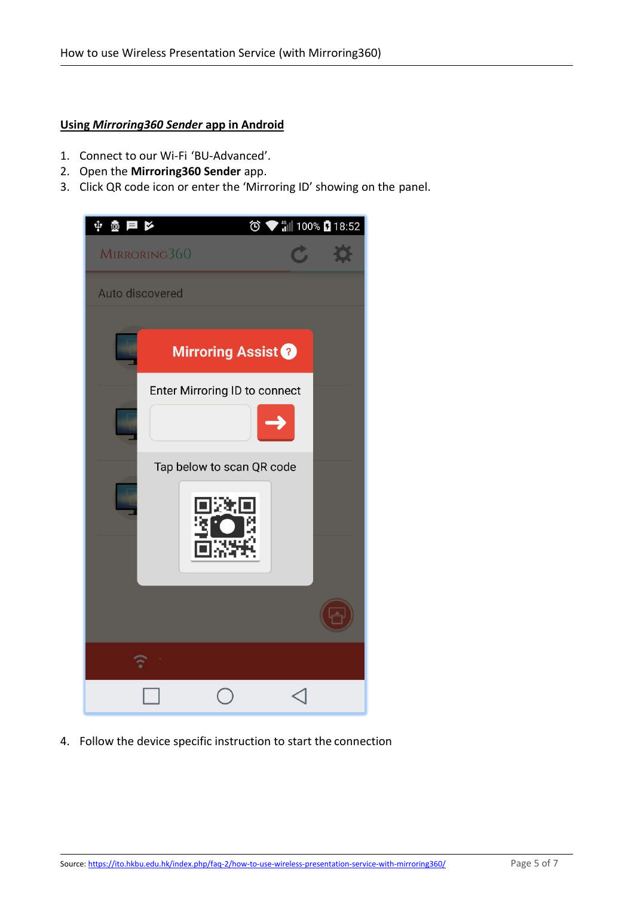**<u>Using *Mirroring360 Sender* app in Android</u>**

1. Connect to our Wi-Fi ‘BU-Advanced’.
2. Open the **Mirroring360 Sender** app.
3. Click QR code icon or enter the ‘Mirroring ID’ showing on the panel.
4. Follow the device specific instruction to start the connection

Source: https://ito.hkbu.edu.hk/index.php/faq-2/how-to-use-wireless-presentation-service-with-mirroring360/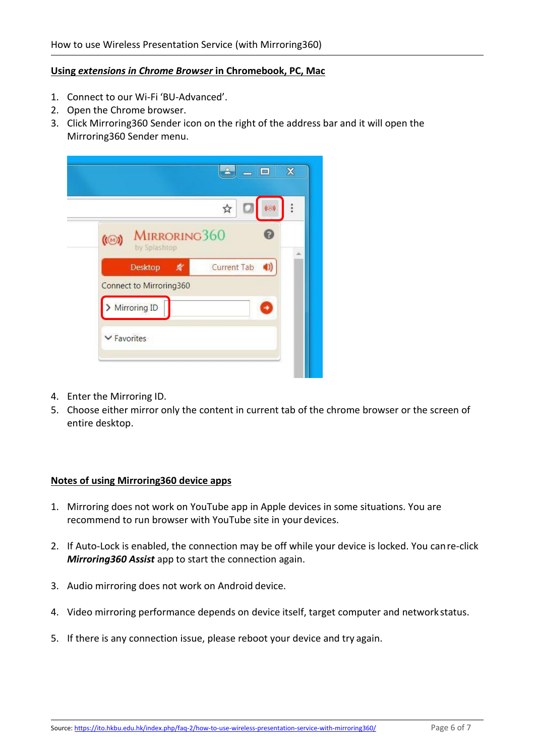**<u>Using *extensions in Chrome Browser* in Chromebook, PC, Mac</u>**

1. Connect to our Wi-Fi 'BU-Advanced'.
2. Open the Chrome browser.
3. Click Mirroring360 Sender icon on the right of the address bar and it will open the Mirroring360 Sender menu.
4. Enter the Mirroring ID.
5. Choose either mirror only the content in current tab of the chrome browser or the screen of entire desktop.

**<u>Notes of using Mirroring360 device apps</u>**

1. Mirroring does not work on YouTube app in Apple devices in some situations. You are recommend to run browser with YouTube site in your devices.

2. If Auto-Lock is enabled, the connection may be off while your device is locked. You can re-click ***Mirroring360 Assist*** app to start the connection again.

3. Audio mirroring does not work on Android device.

4. Video mirroring performance depends on device itself, target computer and network status.

5. If there is any connection issue, please reboot your device and try again.